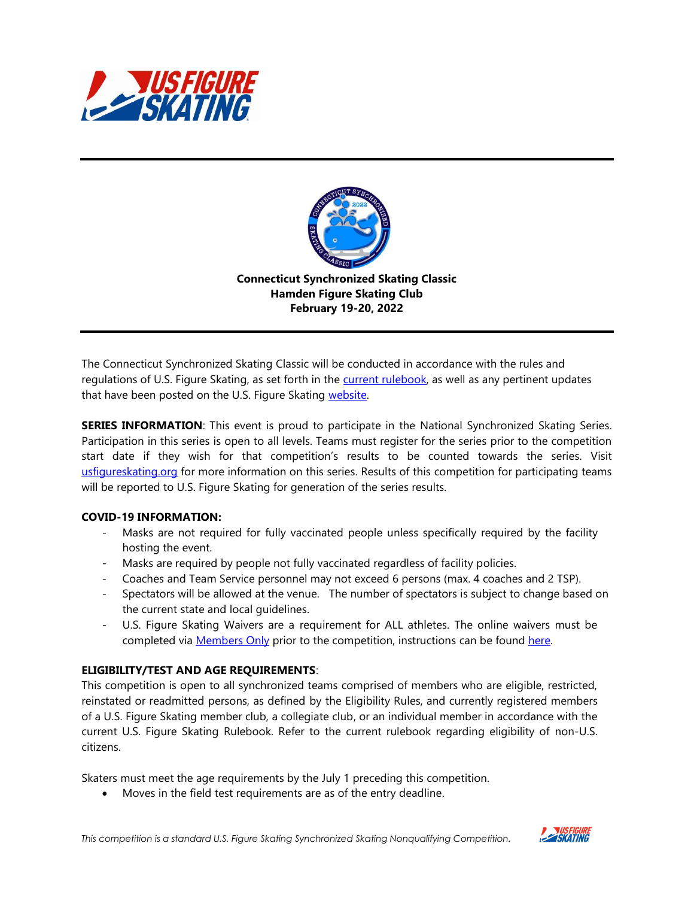**Connecticut Synchronized Skating Classic**
**Hamden Figure Skating Club**
**February 19-20, 2022**

---

The Connecticut Synchronized Skating Classic will be conducted in accordance with the rules and regulations of U.S. Figure Skating, as set forth in the current rulebook, as well as any pertinent updates that have been posted on the U.S. Figure Skating website.

**SERIES INFORMATION**: This event is proud to participate in the National Synchronized Skating Series. Participation in this series is open to all levels. Teams must register for the series prior to the competition start date if they wish for that competition's results to be counted towards the series. Visit usfigureskating.org for more information on this series. Results of this competition for participating teams will be reported to U.S. Figure Skating for generation of the series results.

**COVID-19 INFORMATION:**

- Masks are not required for fully vaccinated people unless specifically required by the facility hosting the event.
- Masks are required by people not fully vaccinated regardless of facility policies.
- Coaches and Team Service personnel may not exceed 6 persons (max. 4 coaches and 2 TSP).
- Spectators will be allowed at the venue. The number of spectators is subject to change based on the current state and local guidelines.
- U.S. Figure Skating Waivers are a requirement for ALL athletes. The online waivers must be completed via Members Only prior to the competition, instructions can be found here.

**ELIGIBILITY/TEST AND AGE REQUIREMENTS**:
This competition is open to all synchronized teams comprised of members who are eligible, restricted, reinstated or readmitted persons, as defined by the Eligibility Rules, and currently registered members of a U.S. Figure Skating member club, a collegiate club, or an individual member in accordance with the current U.S. Figure Skating Rulebook. Refer to the current rulebook regarding eligibility of non-U.S. citizens.

Skaters must meet the age requirements by the July 1 preceding this competition.

- Moves in the field test requirements are as of the entry deadline.

*This competition is a standard U.S. Figure Skating Synchronized Skating Nonqualifying Competition.*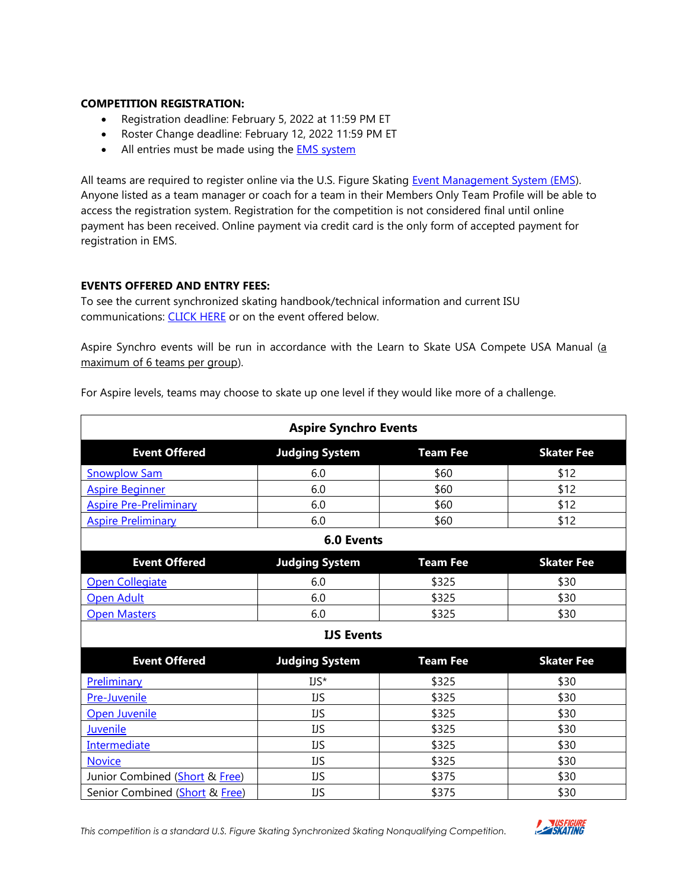**COMPETITION REGISTRATION:**

- Registration deadline: February 5, 2022 at 11:59 PM ET
- Roster Change deadline: February 12, 2022 11:59 PM ET
- All entries must be made using the EMS system

All teams are required to register online via the U.S. Figure Skating Event Management System (EMS). Anyone listed as a team manager or coach for a team in their Members Only Team Profile will be able to access the registration system. Registration for the competition is not considered final until online payment has been received. Online payment via credit card is the only form of accepted payment for registration in EMS.

**EVENTS OFFERED AND ENTRY FEES:**

To see the current synchronized skating handbook/technical information and current ISU communications: CLICK HERE or on the event offered below.

Aspire Synchro events will be run in accordance with the Learn to Skate USA Compete USA Manual (a maximum of 6 teams per group).

For Aspire levels, teams may choose to skate up one level if they would like more of a challenge.

| **Aspire Synchro Events** | | | |
|---|---|---|---|
| **Event Offered** | **Judging System** | **Team Fee** | **Skater Fee** |
| Snowplow Sam | 6.0 | $60 | $12 |
| Aspire Beginner | 6.0 | $60 | $12 |
| Aspire Pre-Preliminary | 6.0 | $60 | $12 |
| Aspire Preliminary | 6.0 | $60 | $12 |
| **6.0 Events** | | | |
| **Event Offered** | **Judging System** | **Team Fee** | **Skater Fee** |
| Open Collegiate | 6.0 | $325 | $30 |
| Open Adult | 6.0 | $325 | $30 |
| Open Masters | 6.0 | $325 | $30 |
| **IJS Events** | | | |
| **Event Offered** | **Judging System** | **Team Fee** | **Skater Fee** |
| Preliminary | IJS* | $325 | $30 |
| Pre-Juvenile | IJS | $325 | $30 |
| Open Juvenile | IJS | $325 | $30 |
| Juvenile | IJS | $325 | $30 |
| Intermediate | IJS | $325 | $30 |
| Novice | IJS | $325 | $30 |
| Junior Combined (Short & Free) | IJS | $375 | $30 |
| Senior Combined (Short & Free) | IJS | $375 | $30 |

*This competition is a standard U.S. Figure Skating Synchronized Skating Nonqualifying Competition.*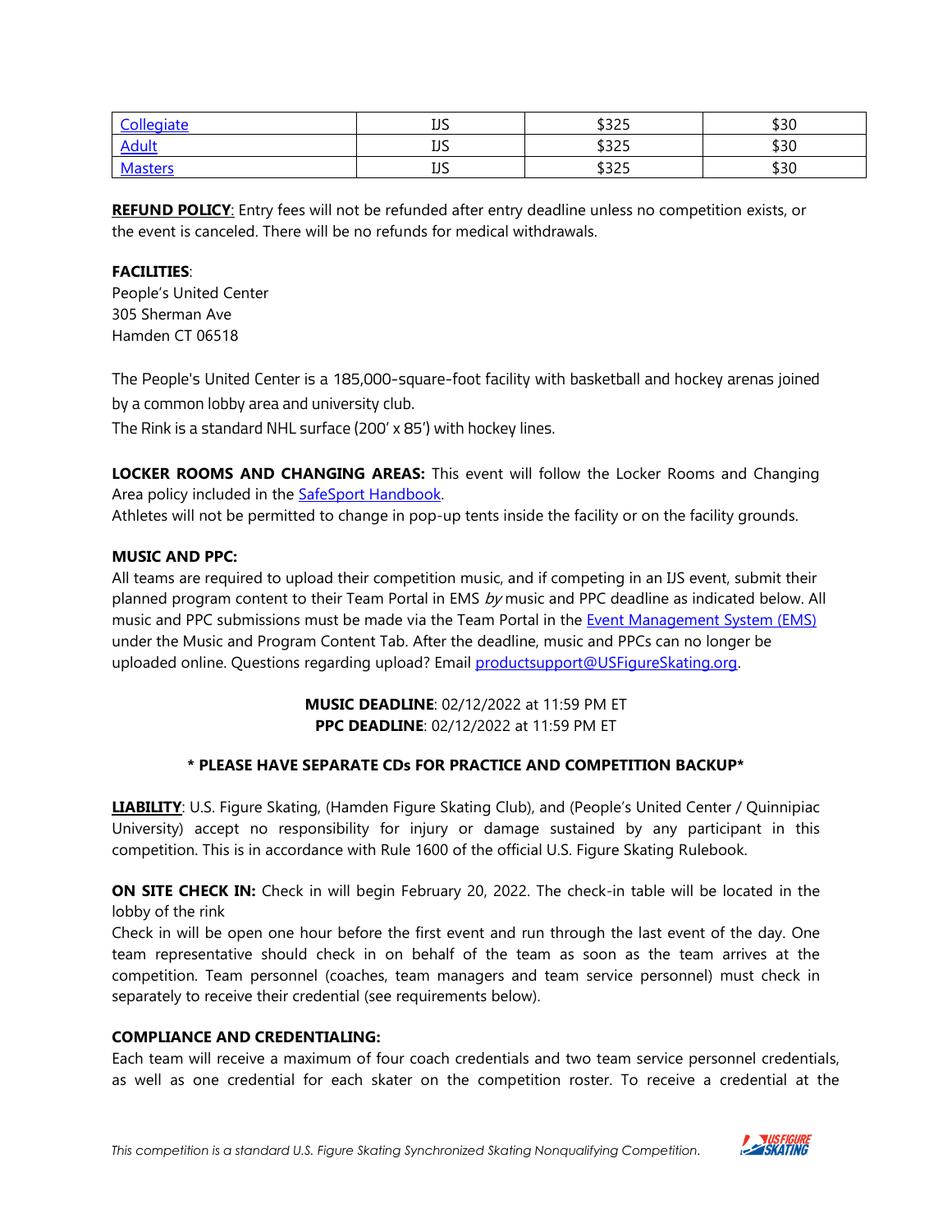| [Collegiate]() | IJS | $325 | $30 |
|---|---|---|---|
| [Adult]() | IJS | $325 | $30 |
| [Masters]() | IJS | $325 | $30 |

**REFUND POLICY**: Entry fees will not be refunded after entry deadline unless no competition exists, or the event is canceled. There will be no refunds for medical withdrawals.

**FACILITIES**:
People's United Center
305 Sherman Ave
Hamden CT 06518

The People's United Center is a 185,000-square-foot facility with basketball and hockey arenas joined by a common lobby area and university club.
The Rink is a standard NHL surface (200' x 85') with hockey lines.

**LOCKER ROOMS AND CHANGING AREAS:** This event will follow the Locker Rooms and Changing Area policy included in the [SafeSport Handbook]().
Athletes will not be permitted to change in pop-up tents inside the facility or on the facility grounds.

**MUSIC AND PPC:**
All teams are required to upload their competition music, and if competing in an IJS event, submit their planned program content to their Team Portal in EMS *by* music and PPC deadline as indicated below. All music and PPC submissions must be made via the Team Portal in the [Event Management System (EMS)]() under the Music and Program Content Tab. After the deadline, music and PPCs can no longer be uploaded online. Questions regarding upload? Email [productsupport@USFigureSkating.org]().

**MUSIC DEADLINE**: 02/12/2022 at 11:59 PM ET
**PPC DEADLINE**: 02/12/2022 at 11:59 PM ET

**\* PLEASE HAVE SEPARATE CDs FOR PRACTICE AND COMPETITION BACKUP\***

**LIABILITY**: U.S. Figure Skating, (Hamden Figure Skating Club), and (People's United Center / Quinnipiac University) accept no responsibility for injury or damage sustained by any participant in this competition. This is in accordance with Rule 1600 of the official U.S. Figure Skating Rulebook.

**ON SITE CHECK IN:** Check in will begin February 20, 2022. The check-in table will be located in the lobby of the rink
Check in will be open one hour before the first event and run through the last event of the day. One team representative should check in on behalf of the team as soon as the team arrives at the competition. Team personnel (coaches, team managers and team service personnel) must check in separately to receive their credential (see requirements below).

**COMPLIANCE AND CREDENTIALING:**
Each team will receive a maximum of four coach credentials and two team service personnel credentials, as well as one credential for each skater on the competition roster. To receive a credential at the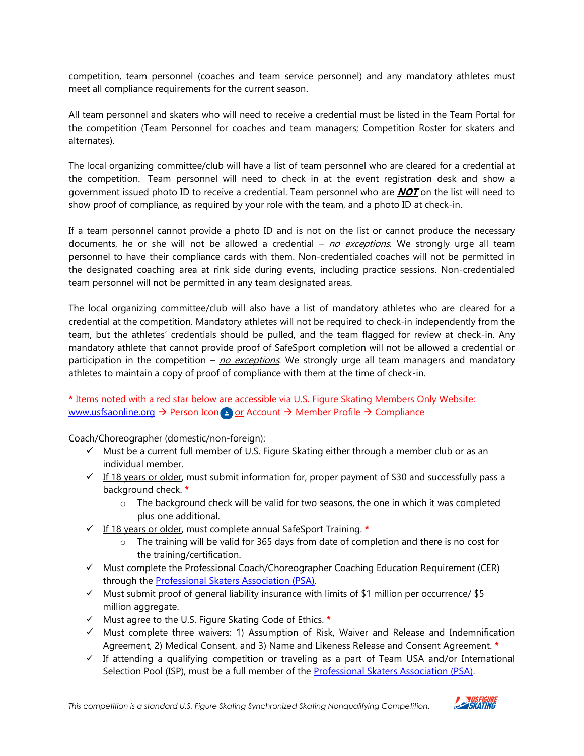competition, team personnel (coaches and team service personnel) and any mandatory athletes must meet all compliance requirements for the current season.

All team personnel and skaters who will need to receive a credential must be listed in the Team Portal for the competition (Team Personnel for coaches and team managers; Competition Roster for skaters and alternates).

The local organizing committee/club will have a list of team personnel who are cleared for a credential at the competition. Team personnel will need to check in at the event registration desk and show a government issued photo ID to receive a credential. Team personnel who are ***NOT*** on the list will need to show proof of compliance, as required by your role with the team, and a photo ID at check-in.

If a team personnel cannot provide a photo ID and is not on the list or cannot produce the necessary documents, he or she will not be allowed a credential – *no exceptions*. We strongly urge all team personnel to have their compliance cards with them. Non-credentialed coaches will not be permitted in the designated coaching area at rink side during events, including practice sessions. Non-credentialed team personnel will not be permitted in any team designated areas.

The local organizing committee/club will also have a list of mandatory athletes who are cleared for a credential at the competition. Mandatory athletes will not be required to check-in independently from the team, but the athletes' credentials should be pulled, and the team flagged for review at check-in. Any mandatory athlete that cannot provide proof of SafeSport completion will not be allowed a credential or participation in the competition – *no exceptions*. We strongly urge all team managers and mandatory athletes to maintain a copy of proof of compliance with them at the time of check-in.

\* Items noted with a red star below are accessible via U.S. Figure Skating Members Only Website: www.usfsaonline.org → Person Icon or Account → Member Profile → Compliance

Coach/Choreographer (domestic/non-foreign):

- ✓ Must be a current full member of U.S. Figure Skating either through a member club or as an individual member.
- ✓ If 18 years or older, must submit information for, proper payment of $30 and successfully pass a background check. *
  - The background check will be valid for two seasons, the one in which it was completed plus one additional.
- ✓ If 18 years or older, must complete annual SafeSport Training. *
  - The training will be valid for 365 days from date of completion and there is no cost for the training/certification.
- ✓ Must complete the Professional Coach/Choreographer Coaching Education Requirement (CER) through the Professional Skaters Association (PSA).
- ✓ Must submit proof of general liability insurance with limits of $1 million per occurrence/ $5 million aggregate.
- ✓ Must agree to the U.S. Figure Skating Code of Ethics. *
- ✓ Must complete three waivers: 1) Assumption of Risk, Waiver and Release and Indemnification Agreement, 2) Medical Consent, and 3) Name and Likeness Release and Consent Agreement. *
- ✓ If attending a qualifying competition or traveling as a part of Team USA and/or International Selection Pool (ISP), must be a full member of the Professional Skaters Association (PSA).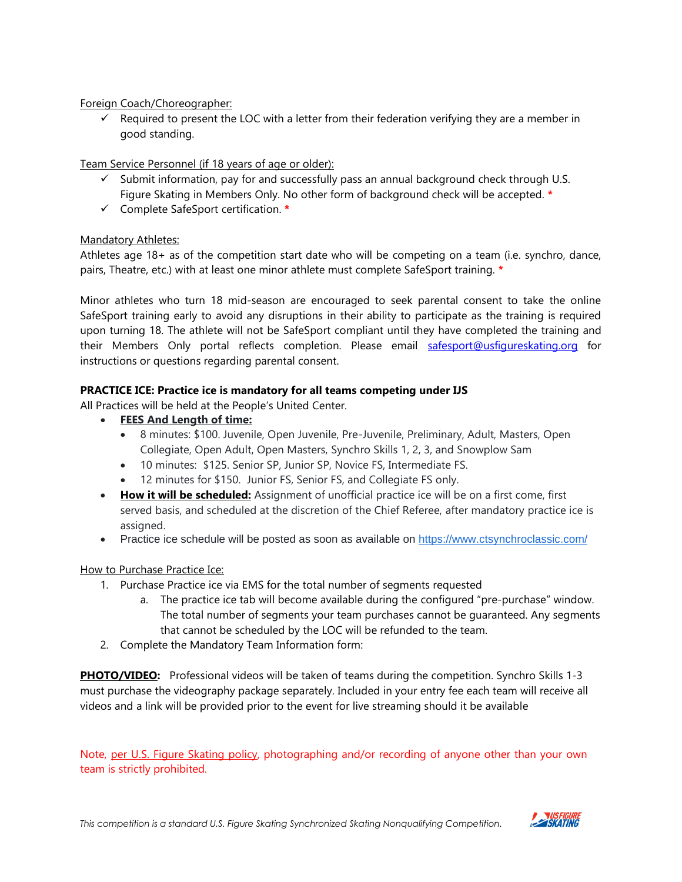Foreign Coach/Choreographer:

- ✓ Required to present the LOC with a letter from their federation verifying they are a member in good standing.

Team Service Personnel (if 18 years of age or older):

- ✓ Submit information, pay for and successfully pass an annual background check through U.S. Figure Skating in Members Only. No other form of background check will be accepted. *
- ✓ Complete SafeSport certification. *

Mandatory Athletes:

Athletes age 18+ as of the competition start date who will be competing on a team (i.e. synchro, dance, pairs, Theatre, etc.) with at least one minor athlete must complete SafeSport training. *

Minor athletes who turn 18 mid-season are encouraged to seek parental consent to take the online SafeSport training early to avoid any disruptions in their ability to participate as the training is required upon turning 18. The athlete will not be SafeSport compliant until they have completed the training and their Members Only portal reflects completion. Please email safesport@usfigureskating.org for instructions or questions regarding parental consent.

**PRACTICE ICE: Practice ice is mandatory for all teams competing under IJS**

All Practices will be held at the People's United Center.

- **FEES And Length of time:**
  - 8 minutes: $100. Juvenile, Open Juvenile, Pre-Juvenile, Preliminary, Adult, Masters, Open Collegiate, Open Adult, Open Masters, Synchro Skills 1, 2, 3, and Snowplow Sam
  - 10 minutes: $125. Senior SP, Junior SP, Novice FS, Intermediate FS.
  - 12 minutes for $150. Junior FS, Senior FS, and Collegiate FS only.
- **How it will be scheduled:** Assignment of unofficial practice ice will be on a first come, first served basis, and scheduled at the discretion of the Chief Referee, after mandatory practice ice is assigned.
- Practice ice schedule will be posted as soon as available on https://www.ctsynchroclassic.com/

How to Purchase Practice Ice:

1. Purchase Practice ice via EMS for the total number of segments requested
   a. The practice ice tab will become available during the configured "pre-purchase" window. The total number of segments your team purchases cannot be guaranteed. Any segments that cannot be scheduled by the LOC will be refunded to the team.
2. Complete the Mandatory Team Information form:

**PHOTO/VIDEO:** Professional videos will be taken of teams during the competition. Synchro Skills 1-3 must purchase the videography package separately. Included in your entry fee each team will receive all videos and a link will be provided prior to the event for live streaming should it be available

Note, per U.S. Figure Skating policy, photographing and/or recording of anyone other than your own team is strictly prohibited.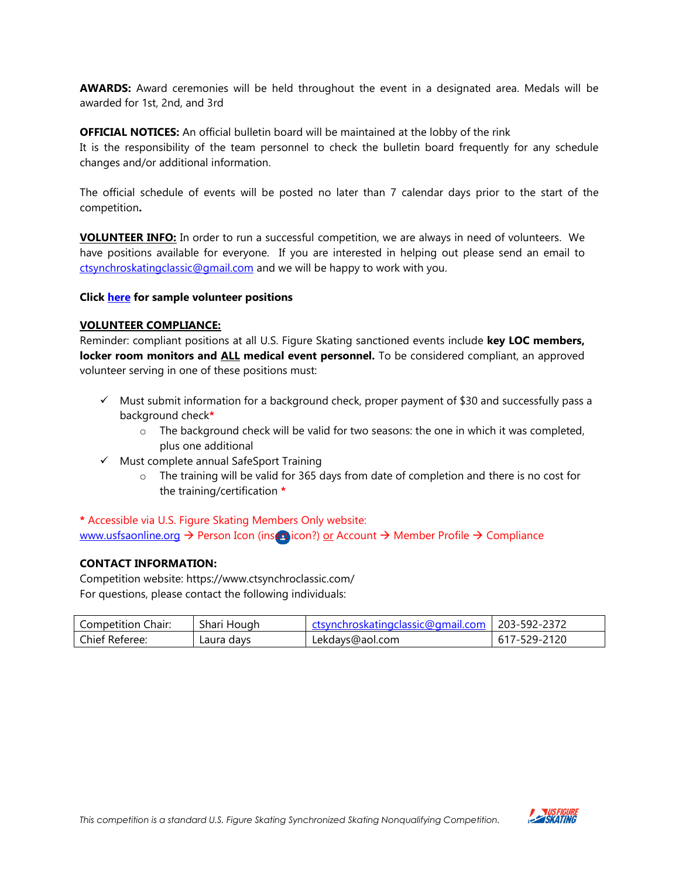**AWARDS:** Award ceremonies will be held throughout the event in a designated area. Medals will be awarded for 1st, 2nd, and 3rd

**OFFICIAL NOTICES:** An official bulletin board will be maintained at the lobby of the rink
It is the responsibility of the team personnel to check the bulletin board frequently for any schedule changes and/or additional information.

The official schedule of events will be posted no later than 7 calendar days prior to the start of the competition**.**

**VOLUNTEER INFO:** In order to run a successful competition, we are always in need of volunteers. We have positions available for everyone. If you are interested in helping out please send an email to ctsynchroskatingclassic@gmail.com and we will be happy to work with you.

**Click here for sample volunteer positions**

**VOLUNTEER COMPLIANCE:**
Reminder: compliant positions at all U.S. Figure Skating sanctioned events include **key LOC members, locker room monitors and ALL medical event personnel.** To be considered compliant, an approved volunteer serving in one of these positions must:

- ✓ Must submit information for a background check, proper payment of $30 and successfully pass a background check*
  - The background check will be valid for two seasons: the one in which it was completed, plus one additional
- ✓ Must complete annual SafeSport Training
  - The training will be valid for 365 days from date of completion and there is no cost for the training/certification *

* Accessible via U.S. Figure Skating Members Only website:
www.usfsaonline.org → Person Icon (insert icon?) or Account → Member Profile → Compliance

**CONTACT INFORMATION:**
Competition website: https://www.ctsynchroclassic.com/
For questions, please contact the following individuals:

| Competition Chair: | Shari Hough | ctsynchroskatingclassic@gmail.com | 203-592-2372 |
|---|---|---|---|
| Chief Referee: | Laura days | Lekdays@aol.com | 617-529-2120 |

*This competition is a standard U.S. Figure Skating Synchronized Skating Nonqualifying Competition.*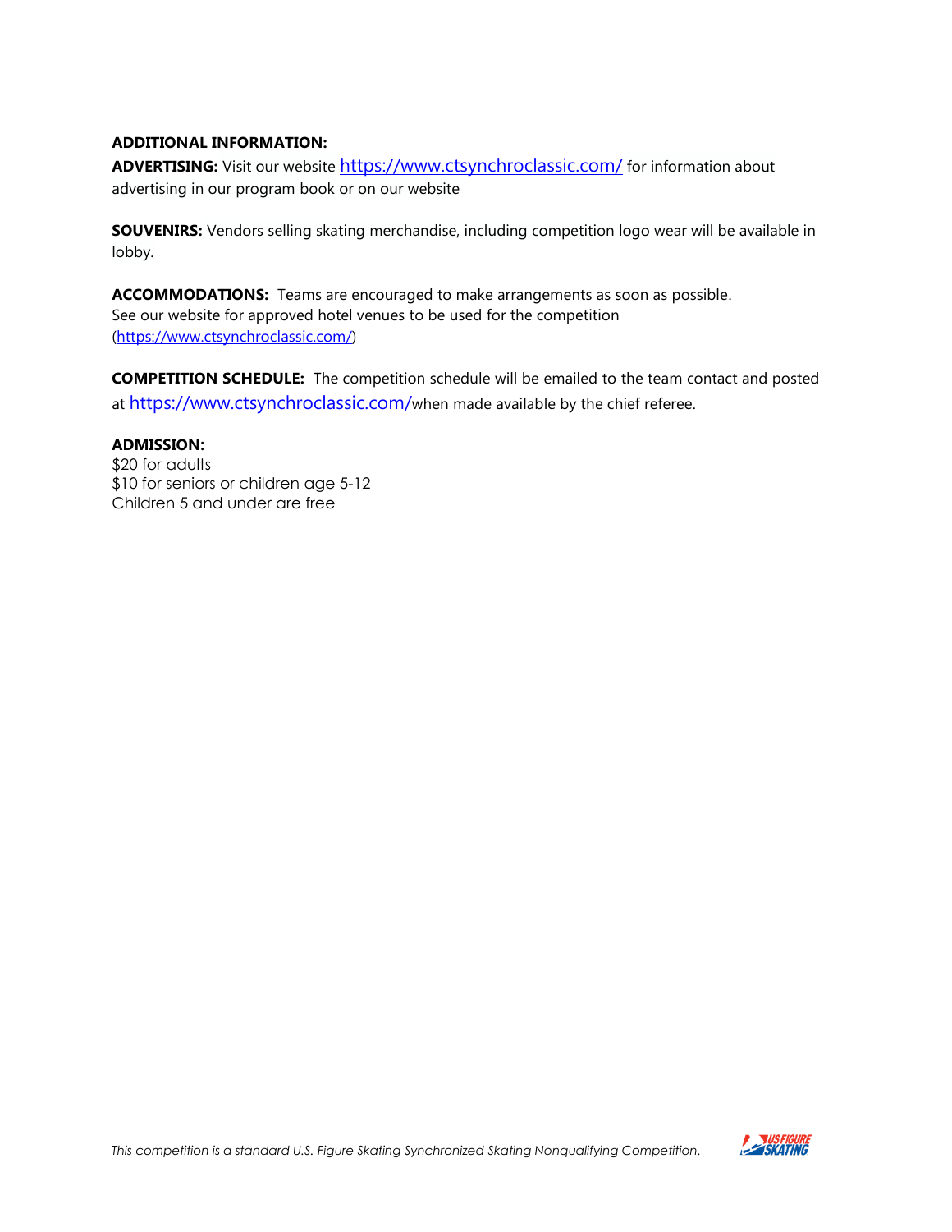**ADDITIONAL INFORMATION:**

**ADVERTISING:** Visit our website https://www.ctsynchroclassic.com/ for information about advertising in our program book or on our website

**SOUVENIRS:** Vendors selling skating merchandise, including competition logo wear will be available in lobby.

**ACCOMMODATIONS:** Teams are encouraged to make arrangements as soon as possible. See our website for approved hotel venues to be used for the competition (https://www.ctsynchroclassic.com/)

**COMPETITION SCHEDULE:** The competition schedule will be emailed to the team contact and posted at https://www.ctsynchroclassic.com/when made available by the chief referee.

**ADMISSION:**
$20 for adults
$10 for seniors or children age 5-12
Children 5 and under are free

*This competition is a standard U.S. Figure Skating Synchronized Skating Nonqualifying Competition.*